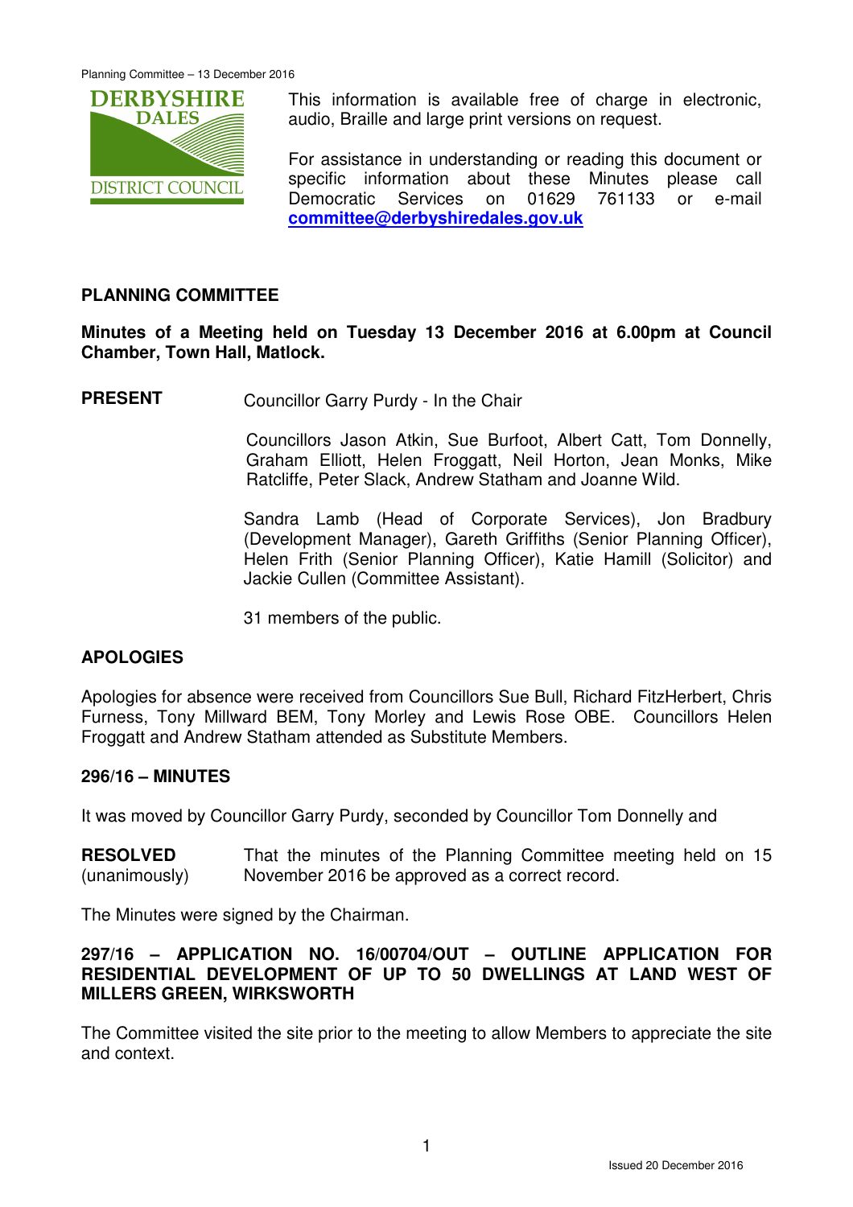This information is available free of charge in electronic, audio, Braille and large print versions on request.

For assistance in understanding or reading this document or specific information about these Minutes please call Democratic Services on 01629 761133 or e-mail **committee@derbyshiredales.gov.uk**

## PLANNING COMMITTEE

**Minutes of a Meeting held on Tuesday 13 December 2016 at 6.00pm at Council Chamber, Town Hall, Matlock.**

**PRESENT** Councillor Garry Purdy - In the Chair

Councillors Jason Atkin, Sue Burfoot, Albert Catt, Tom Donnelly, Graham Elliott, Helen Froggatt, Neil Horton, Jean Monks, Mike Ratcliffe, Peter Slack, Andrew Statham and Joanne Wild.

Sandra Lamb (Head of Corporate Services), Jon Bradbury (Development Manager), Gareth Griffiths (Senior Planning Officer), Helen Frith (Senior Planning Officer), Katie Hamill (Solicitor) and Jackie Cullen (Committee Assistant).

31 members of the public.

### APOLOGIES

Apologies for absence were received from Councillors Sue Bull, Richard FitzHerbert, Chris Furness, Tony Millward BEM, Tony Morley and Lewis Rose OBE. Councillors Helen Froggatt and Andrew Statham attended as Substitute Members.

### 296/16 – MINUTES

It was moved by Councillor Garry Purdy, seconded by Councillor Tom Donnelly and

**RESOLVED** (unanimously) That the minutes of the Planning Committee meeting held on 15 November 2016 be approved as a correct record.

The Minutes were signed by the Chairman.

### 297/16 – APPLICATION NO. 16/00704/OUT – OUTLINE APPLICATION FOR RESIDENTIAL DEVELOPMENT OF UP TO 50 DWELLINGS AT LAND WEST OF MILLERS GREEN, WIRKSWORTH

The Committee visited the site prior to the meeting to allow Members to appreciate the site and context.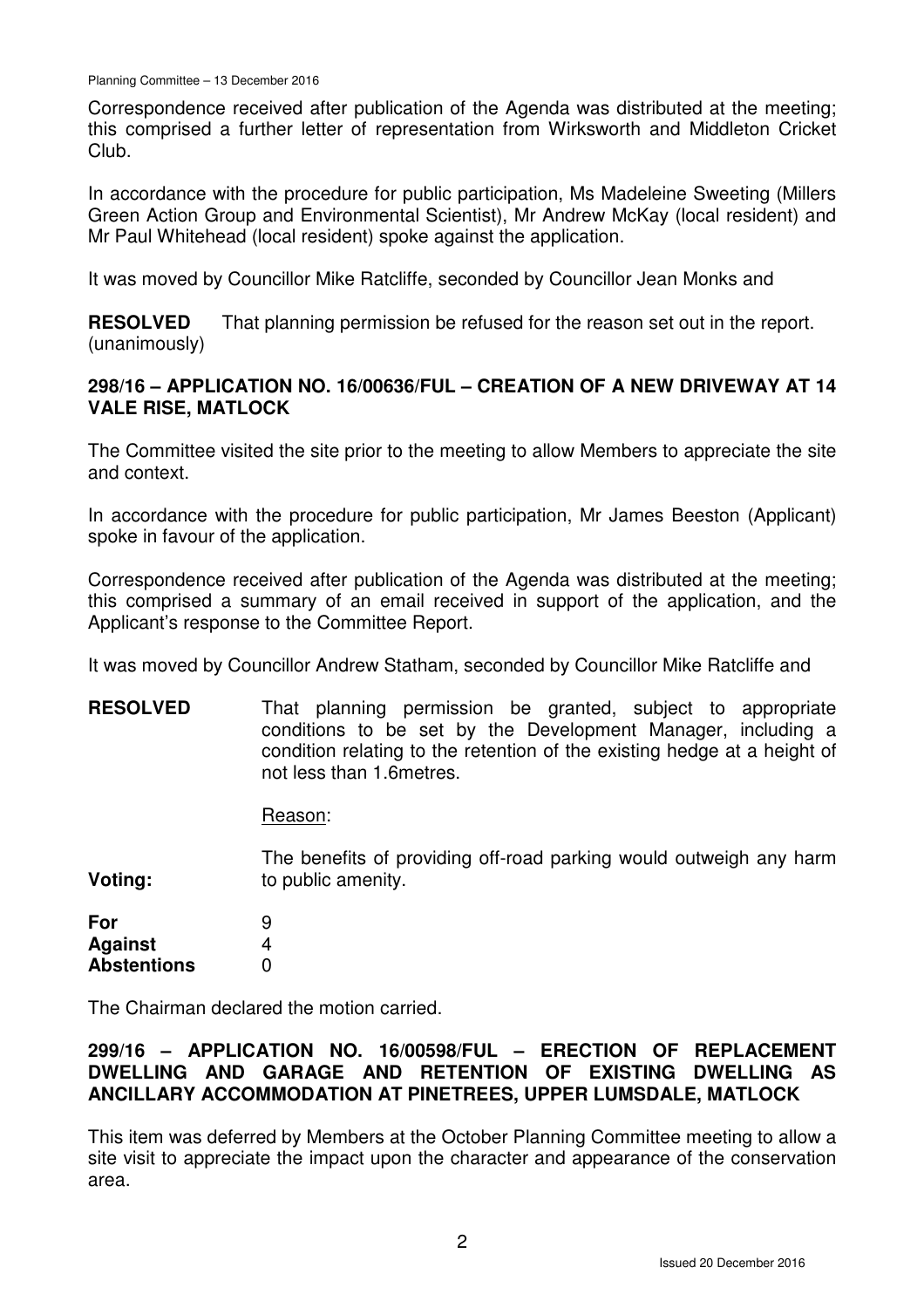Correspondence received after publication of the Agenda was distributed at the meeting; this comprised a further letter of representation from Wirksworth and Middleton Cricket Club.

In accordance with the procedure for public participation, Ms Madeleine Sweeting (Millers Green Action Group and Environmental Scientist), Mr Andrew McKay (local resident) and Mr Paul Whitehead (local resident) spoke against the application.

It was moved by Councillor Mike Ratcliffe, seconded by Councillor Jean Monks and

**RESOLVED** (unanimously) That planning permission be refused for the reason set out in the report.

## 298/16 – APPLICATION NO. 16/00636/FUL – CREATION OF A NEW DRIVEWAY AT 14 VALE RISE, MATLOCK

The Committee visited the site prior to the meeting to allow Members to appreciate the site and context.

In accordance with the procedure for public participation, Mr James Beeston (Applicant) spoke in favour of the application.

Correspondence received after publication of the Agenda was distributed at the meeting; this comprised a summary of an email received in support of the application, and the Applicant's response to the Committee Report.

It was moved by Councillor Andrew Statham, seconded by Councillor Mike Ratcliffe and

**RESOLVED** That planning permission be granted, subject to appropriate conditions to be set by the Development Manager, including a condition relating to the retention of the existing hedge at a height of not less than 1.6metres.

Reason:

The benefits of providing off-road parking would outweigh any harm to public amenity.

**Voting:**

| | |
|---|---|
| **For** | 9 |
| **Against** | 4 |
| **Abstentions** | 0 |

The Chairman declared the motion carried.

## 299/16 – APPLICATION NO. 16/00598/FUL – ERECTION OF REPLACEMENT DWELLING AND GARAGE AND RETENTION OF EXISTING DWELLING AS ANCILLARY ACCOMMODATION AT PINETREES, UPPER LUMSDALE, MATLOCK

This item was deferred by Members at the October Planning Committee meeting to allow a site visit to appreciate the impact upon the character and appearance of the conservation area.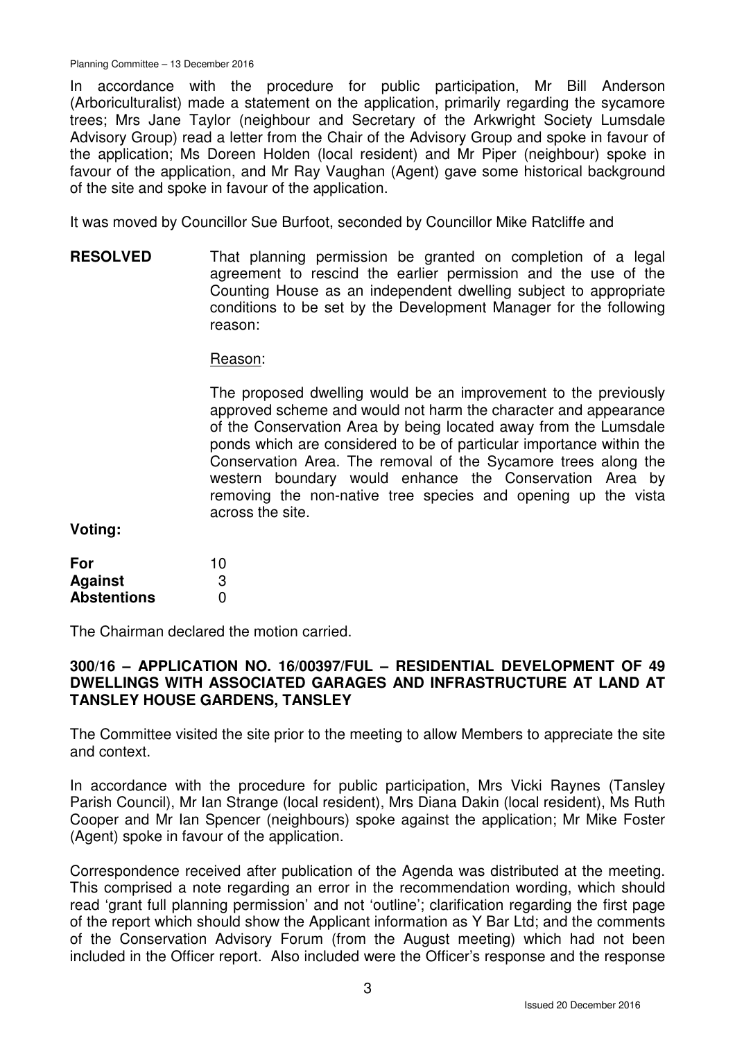In accordance with the procedure for public participation, Mr Bill Anderson (Arboriculturalist) made a statement on the application, primarily regarding the sycamore trees; Mrs Jane Taylor (neighbour and Secretary of the Arkwright Society Lumsdale Advisory Group) read a letter from the Chair of the Advisory Group and spoke in favour of the application; Ms Doreen Holden (local resident) and Mr Piper (neighbour) spoke in favour of the application, and Mr Ray Vaughan (Agent) gave some historical background of the site and spoke in favour of the application.

It was moved by Councillor Sue Burfoot, seconded by Councillor Mike Ratcliffe and

**RESOLVED** That planning permission be granted on completion of a legal agreement to rescind the earlier permission and the use of the Counting House as an independent dwelling subject to appropriate conditions to be set by the Development Manager for the following reason:

Reason:

The proposed dwelling would be an improvement to the previously approved scheme and would not harm the character and appearance of the Conservation Area by being located away from the Lumsdale ponds which are considered to be of particular importance within the Conservation Area. The removal of the Sycamore trees along the western boundary would enhance the Conservation Area by removing the non-native tree species and opening up the vista across the site.

**Voting:**

| | |
|---|---|
| **For** | 10 |
| **Against** | 3 |
| **Abstentions** | 0 |

The Chairman declared the motion carried.

**300/16 – APPLICATION NO. 16/00397/FUL – RESIDENTIAL DEVELOPMENT OF 49 DWELLINGS WITH ASSOCIATED GARAGES AND INFRASTRUCTURE AT LAND AT TANSLEY HOUSE GARDENS, TANSLEY**

The Committee visited the site prior to the meeting to allow Members to appreciate the site and context.

In accordance with the procedure for public participation, Mrs Vicki Raynes (Tansley Parish Council), Mr Ian Strange (local resident), Mrs Diana Dakin (local resident), Ms Ruth Cooper and Mr Ian Spencer (neighbours) spoke against the application; Mr Mike Foster (Agent) spoke in favour of the application.

Correspondence received after publication of the Agenda was distributed at the meeting. This comprised a note regarding an error in the recommendation wording, which should read 'grant full planning permission' and not 'outline'; clarification regarding the first page of the report which should show the Applicant information as Y Bar Ltd; and the comments of the Conservation Advisory Forum (from the August meeting) which had not been included in the Officer report. Also included were the Officer's response and the response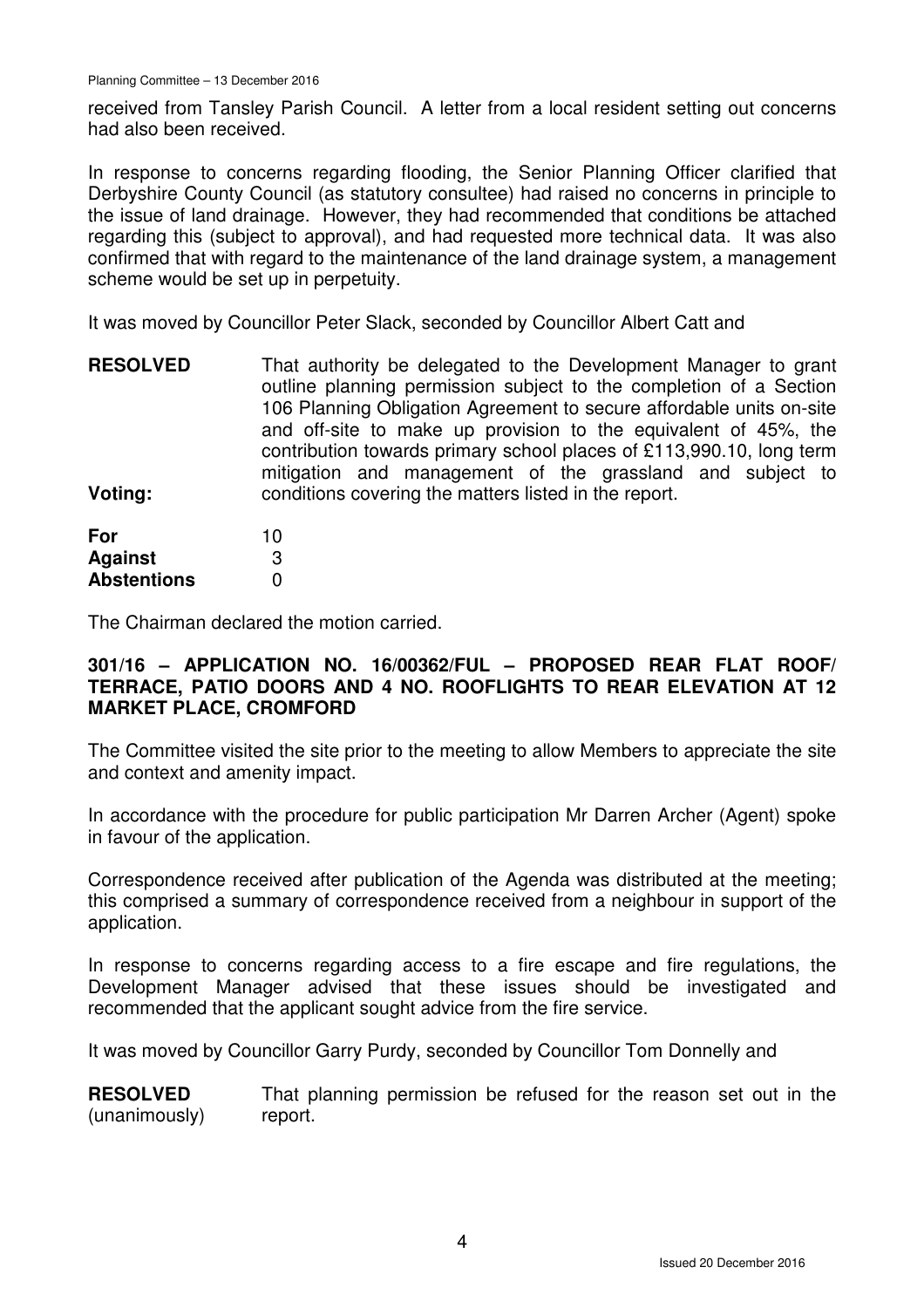received from Tansley Parish Council. A letter from a local resident setting out concerns had also been received.

In response to concerns regarding flooding, the Senior Planning Officer clarified that Derbyshire County Council (as statutory consultee) had raised no concerns in principle to the issue of land drainage. However, they had recommended that conditions be attached regarding this (subject to approval), and had requested more technical data. It was also confirmed that with regard to the maintenance of the land drainage system, a management scheme would be set up in perpetuity.

It was moved by Councillor Peter Slack, seconded by Councillor Albert Catt and

**RESOLVED** That authority be delegated to the Development Manager to grant outline planning permission subject to the completion of a Section 106 Planning Obligation Agreement to secure affordable units on-site and off-site to make up provision to the equivalent of 45%, the contribution towards primary school places of £113,990.10, long term mitigation and management of the grassland and subject to conditions covering the matters listed in the report.

**Voting:**

| | |
|---|---|
| **For** | 10 |
| **Against** | 3 |
| **Abstentions** | 0 |

The Chairman declared the motion carried.

**301/16 – APPLICATION NO. 16/00362/FUL – PROPOSED REAR FLAT ROOF/ TERRACE, PATIO DOORS AND 4 NO. ROOFLIGHTS TO REAR ELEVATION AT 12 MARKET PLACE, CROMFORD**

The Committee visited the site prior to the meeting to allow Members to appreciate the site and context and amenity impact.

In accordance with the procedure for public participation Mr Darren Archer (Agent) spoke in favour of the application.

Correspondence received after publication of the Agenda was distributed at the meeting; this comprised a summary of correspondence received from a neighbour in support of the application.

In response to concerns regarding access to a fire escape and fire regulations, the Development Manager advised that these issues should be investigated and recommended that the applicant sought advice from the fire service.

It was moved by Councillor Garry Purdy, seconded by Councillor Tom Donnelly and

**RESOLVED** (unanimously) That planning permission be refused for the reason set out in the report.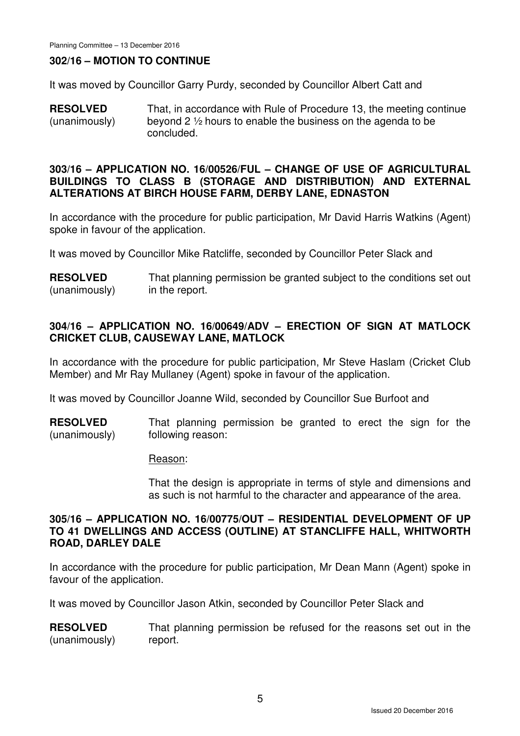### 302/16 – MOTION TO CONTINUE

It was moved by Councillor Garry Purdy, seconded by Councillor Albert Catt and

**RESOLVED** (unanimously) That, in accordance with Rule of Procedure 13, the meeting continue beyond 2 ½ hours to enable the business on the agenda to be concluded.

### 303/16 – APPLICATION NO. 16/00526/FUL – CHANGE OF USE OF AGRICULTURAL BUILDINGS TO CLASS B (STORAGE AND DISTRIBUTION) AND EXTERNAL ALTERATIONS AT BIRCH HOUSE FARM, DERBY LANE, EDNASTON

In accordance with the procedure for public participation, Mr David Harris Watkins (Agent) spoke in favour of the application.

It was moved by Councillor Mike Ratcliffe, seconded by Councillor Peter Slack and

**RESOLVED** (unanimously) That planning permission be granted subject to the conditions set out in the report.

### 304/16 – APPLICATION NO. 16/00649/ADV – ERECTION OF SIGN AT MATLOCK CRICKET CLUB, CAUSEWAY LANE, MATLOCK

In accordance with the procedure for public participation, Mr Steve Haslam (Cricket Club Member) and Mr Ray Mullaney (Agent) spoke in favour of the application.

It was moved by Councillor Joanne Wild, seconded by Councillor Sue Burfoot and

**RESOLVED** (unanimously) That planning permission be granted to erect the sign for the following reason:

Reason:

That the design is appropriate in terms of style and dimensions and as such is not harmful to the character and appearance of the area.

### 305/16 – APPLICATION NO. 16/00775/OUT – RESIDENTIAL DEVELOPMENT OF UP TO 41 DWELLINGS AND ACCESS (OUTLINE) AT STANCLIFFE HALL, WHITWORTH ROAD, DARLEY DALE

In accordance with the procedure for public participation, Mr Dean Mann (Agent) spoke in favour of the application.

It was moved by Councillor Jason Atkin, seconded by Councillor Peter Slack and

**RESOLVED** (unanimously) That planning permission be refused for the reasons set out in the report.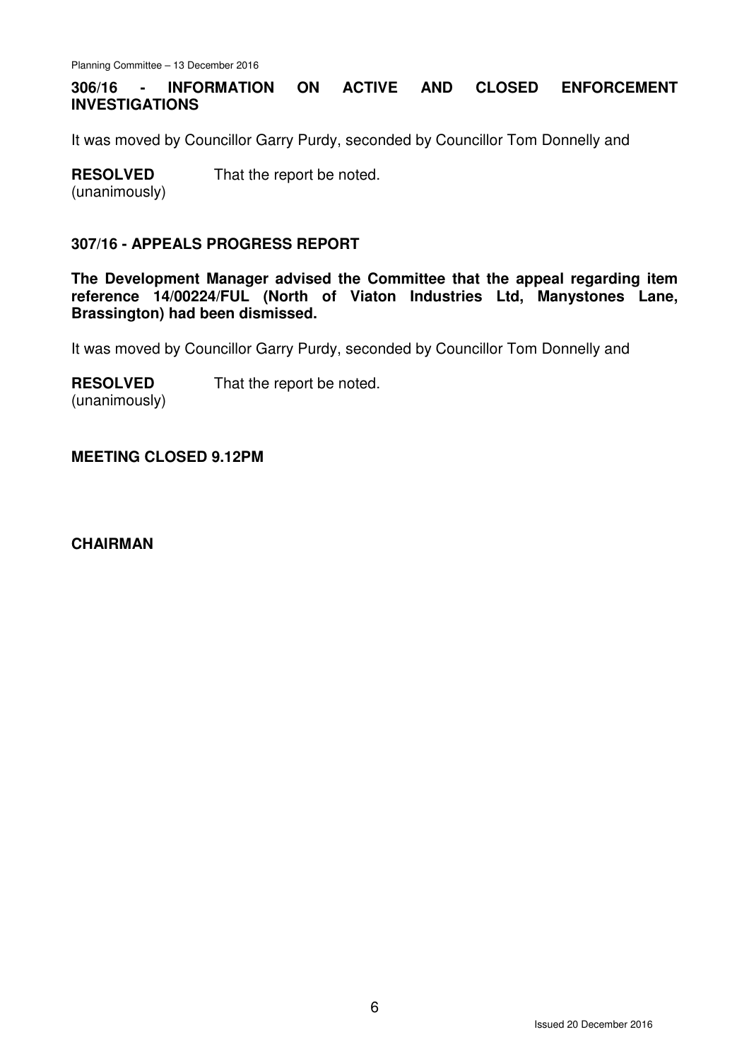## 306/16 - INFORMATION ON ACTIVE AND CLOSED ENFORCEMENT INVESTIGATIONS

It was moved by Councillor Garry Purdy, seconded by Councillor Tom Donnelly and

**RESOLVED** (unanimously) That the report be noted.

## 307/16 - APPEALS PROGRESS REPORT

**The Development Manager advised the Committee that the appeal regarding item reference 14/00224/FUL (North of Viaton Industries Ltd, Manystones Lane, Brassington) had been dismissed.**

It was moved by Councillor Garry Purdy, seconded by Councillor Tom Donnelly and

**RESOLVED** (unanimously) That the report be noted.

**MEETING CLOSED 9.12PM**

**CHAIRMAN**